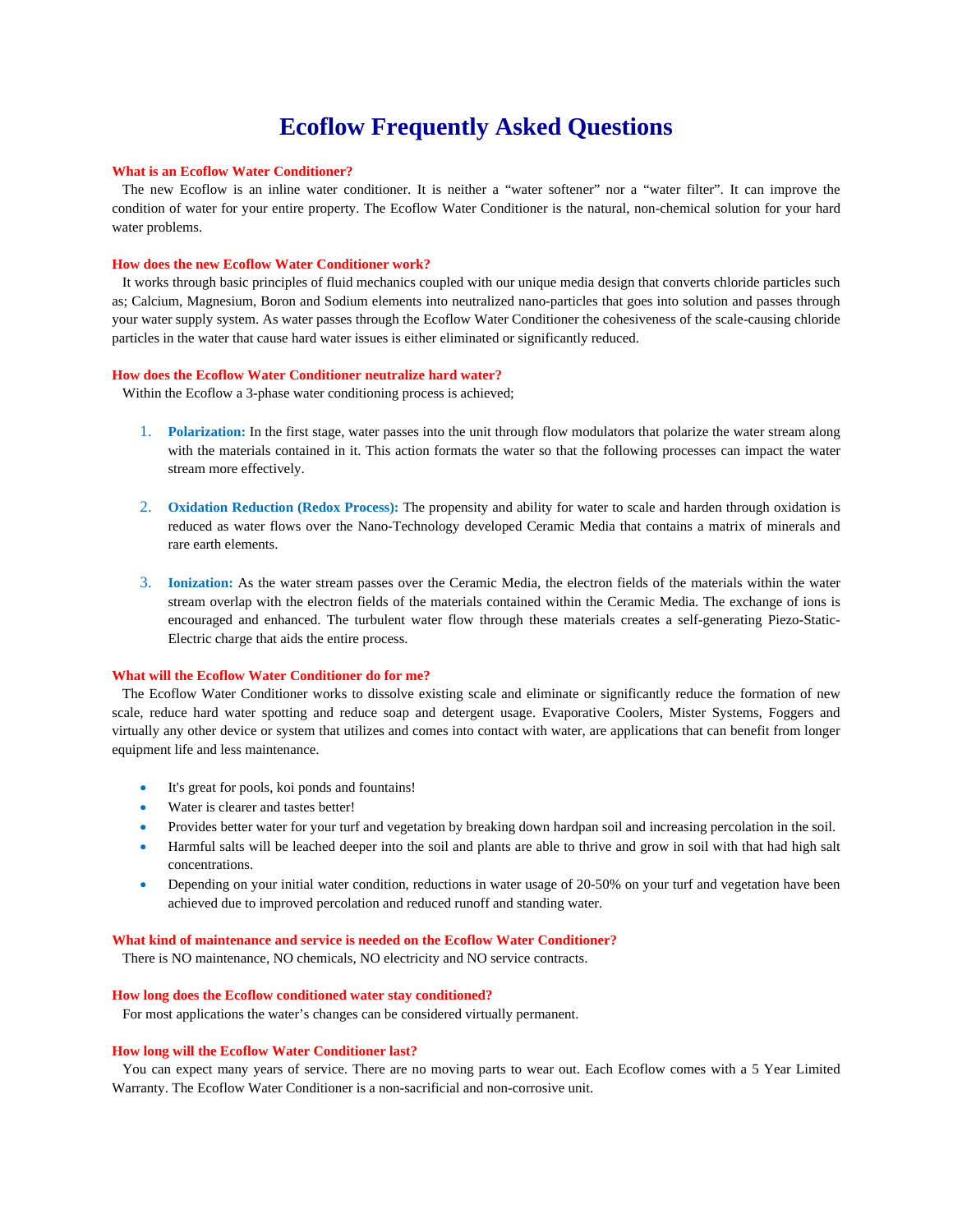# Ecoflow Frequently Asked Questions

### What is an Ecoflow Water Conditioner?

The new Ecoflow is an inline water conditioner. It is neither a "water softener" nor a "water filter". It can improve the condition of water for your entire property. The Ecoflow Water Conditioner is the natural, non-chemical solution for your hard water problems.

### How does the new Ecoflow Water Conditioner work?

It works through basic principles of fluid mechanics coupled with our unique media design that converts chloride particles such as; Calcium, Magnesium, Boron and Sodium elements into neutralized nano-particles that goes into solution and passes through your water supply system. As water passes through the Ecoflow Water Conditioner the cohesiveness of the scale-causing chloride particles in the water that cause hard water issues is either eliminated or significantly reduced.

### How does the Ecoflow Water Conditioner neutralize hard water?

Within the Ecoflow a 3-phase water conditioning process is achieved;

1. **Polarization:** In the first stage, water passes into the unit through flow modulators that polarize the water stream along with the materials contained in it. This action formats the water so that the following processes can impact the water stream more effectively.

2. **Oxidation Reduction (Redox Process):** The propensity and ability for water to scale and harden through oxidation is reduced as water flows over the Nano-Technology developed Ceramic Media that contains a matrix of minerals and rare earth elements.

3. **Ionization:** As the water stream passes over the Ceramic Media, the electron fields of the materials within the water stream overlap with the electron fields of the materials contained within the Ceramic Media. The exchange of ions is encouraged and enhanced. The turbulent water flow through these materials creates a self-generating Piezo-Static-Electric charge that aids the entire process.

### What will the Ecoflow Water Conditioner do for me?

The Ecoflow Water Conditioner works to dissolve existing scale and eliminate or significantly reduce the formation of new scale, reduce hard water spotting and reduce soap and detergent usage. Evaporative Coolers, Mister Systems, Foggers and virtually any other device or system that utilizes and comes into contact with water, are applications that can benefit from longer equipment life and less maintenance.

- It's great for pools, koi ponds and fountains!
- Water is clearer and tastes better!
- Provides better water for your turf and vegetation by breaking down hardpan soil and increasing percolation in the soil.
- Harmful salts will be leached deeper into the soil and plants are able to thrive and grow in soil with that had high salt concentrations.
- Depending on your initial water condition, reductions in water usage of 20-50% on your turf and vegetation have been achieved due to improved percolation and reduced runoff and standing water.

### What kind of maintenance and service is needed on the Ecoflow Water Conditioner?

There is NO maintenance, NO chemicals, NO electricity and NO service contracts.

### How long does the Ecoflow conditioned water stay conditioned?

For most applications the water's changes can be considered virtually permanent.

### How long will the Ecoflow Water Conditioner last?

You can expect many years of service. There are no moving parts to wear out. Each Ecoflow comes with a 5 Year Limited Warranty. The Ecoflow Water Conditioner is a non-sacrificial and non-corrosive unit.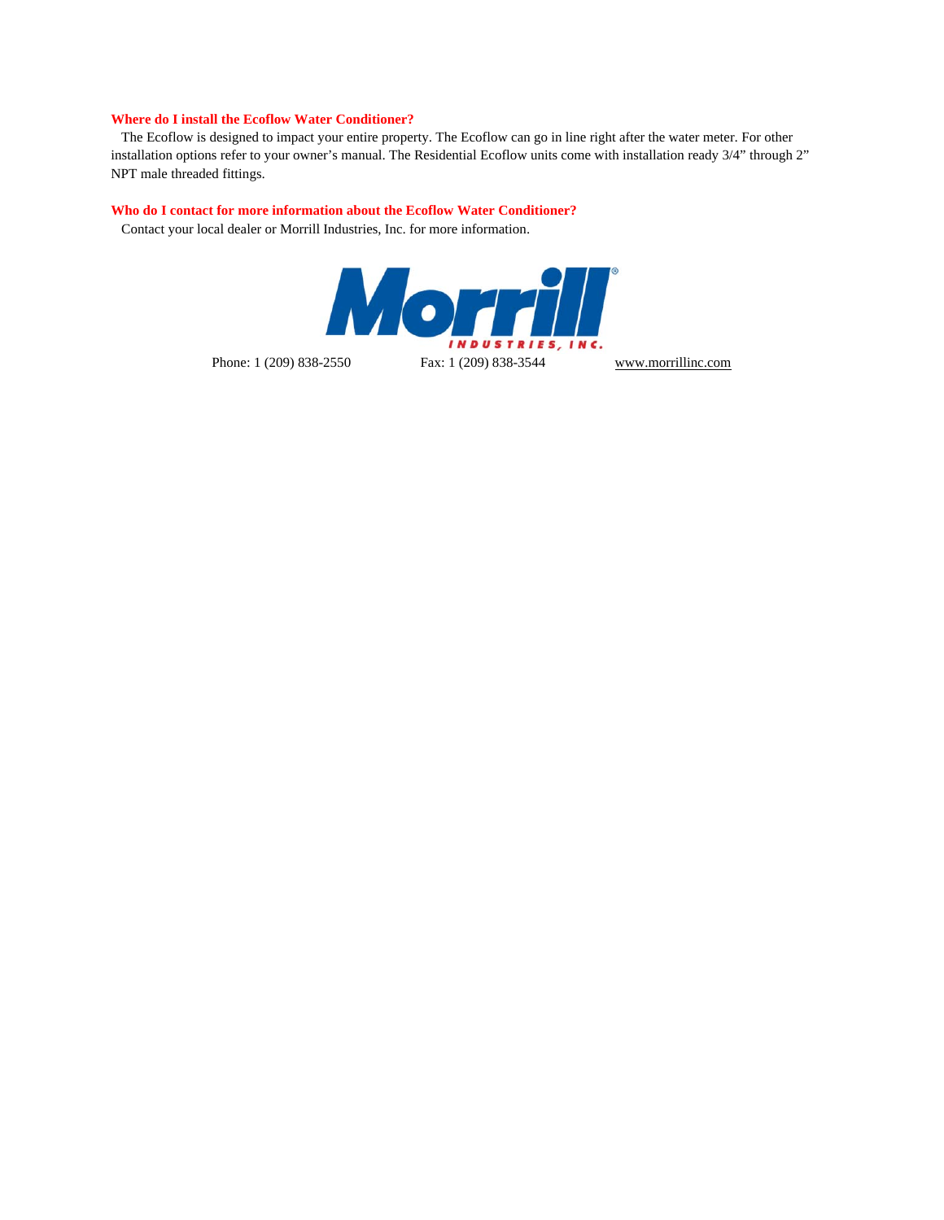**Where do I install the Ecoflow Water Conditioner?**

The Ecoflow is designed to impact your entire property. The Ecoflow can go in line right after the water meter. For other installation options refer to your owner's manual. The Residential Ecoflow units come with installation ready 3/4" through 2" NPT male threaded fittings.

**Who do I contact for more information about the Ecoflow Water Conditioner?**

Contact your local dealer or Morrill Industries, Inc. for more information.

Morrill® INDUSTRIES, INC.

Phone: 1 (209) 838-2550 Fax: 1 (209) 838-3544 www.morrillinc.com